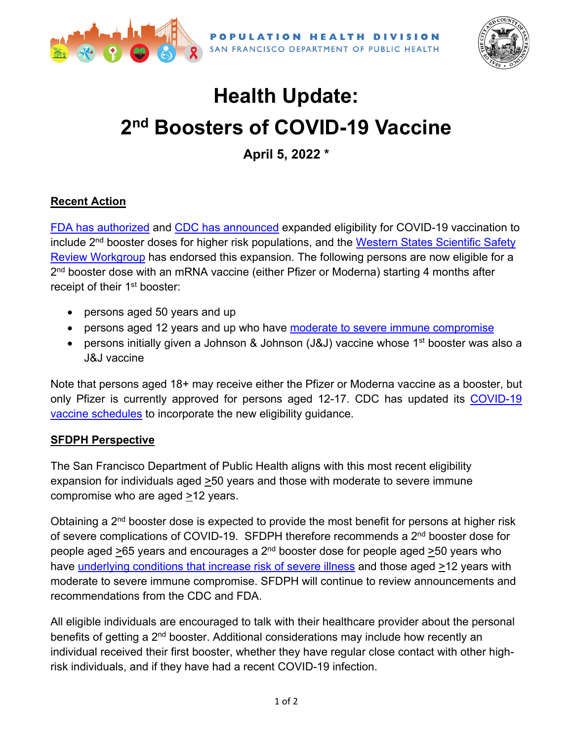POPULATION HEALTH DIVISION
SAN FRANCISCO DEPARTMENT OF PUBLIC HEALTH

# Health Update:
# 2nd Boosters of COVID-19 Vaccine

**April 5, 2022 ***

## Recent Action

FDA has authorized and CDC has announced expanded eligibility for COVID-19 vaccination to include 2nd booster doses for higher risk populations, and the Western States Scientific Safety Review Workgroup has endorsed this expansion. The following persons are now eligible for a 2nd booster dose with an mRNA vaccine (either Pfizer or Moderna) starting 4 months after receipt of their 1st booster:

- persons aged 50 years and up
- persons aged 12 years and up who have moderate to severe immune compromise
- persons initially given a Johnson & Johnson (J&J) vaccine whose 1st booster was also a J&J vaccine

Note that persons aged 18+ may receive either the Pfizer or Moderna vaccine as a booster, but only Pfizer is currently approved for persons aged 12-17. CDC has updated its COVID-19 vaccine schedules to incorporate the new eligibility guidance.

## SFDPH Perspective

The San Francisco Department of Public Health aligns with this most recent eligibility expansion for individuals aged $\geq$50 years and those with moderate to severe immune compromise who are aged $\geq$12 years.

Obtaining a 2nd booster dose is expected to provide the most benefit for persons at higher risk of severe complications of COVID-19. SFDPH therefore recommends a 2nd booster dose for people aged $\geq$65 years and encourages a 2nd booster dose for people aged $\geq$50 years who have underlying conditions that increase risk of severe illness and those aged $\geq$12 years with moderate to severe immune compromise. SFDPH will continue to review announcements and recommendations from the CDC and FDA.

All eligible individuals are encouraged to talk with their healthcare provider about the personal benefits of getting a 2nd booster. Additional considerations may include how recently an individual received their first booster, whether they have regular close contact with other high-risk individuals, and if they have had a recent COVID-19 infection.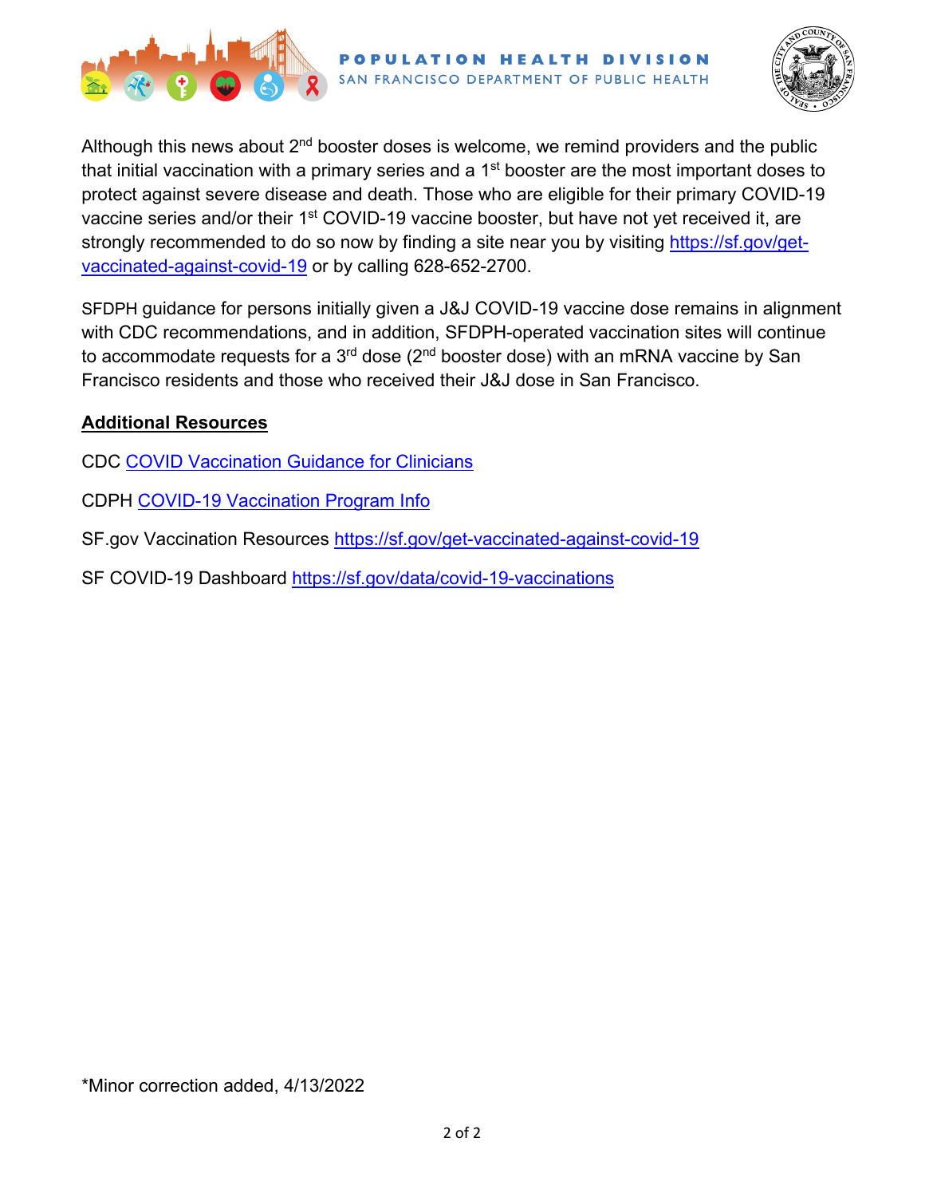Although this news about 2nd booster doses is welcome, we remind providers and the public that initial vaccination with a primary series and a 1st booster are the most important doses to protect against severe disease and death. Those who are eligible for their primary COVID-19 vaccine series and/or their 1st COVID-19 vaccine booster, but have not yet received it, are strongly recommended to do so now by finding a site near you by visiting [https://sf.gov/get-vaccinated-against-covid-19](https://sf.gov/get-vaccinated-against-covid-19) or by calling 628-652-2700.

SFDPH guidance for persons initially given a J&J COVID-19 vaccine dose remains in alignment with CDC recommendations, and in addition, SFDPH-operated vaccination sites will continue to accommodate requests for a 3rd dose (2nd booster dose) with an mRNA vaccine by San Francisco residents and those who received their J&J dose in San Francisco.

## **Additional Resources**

CDC COVID Vaccination Guidance for Clinicians

CDPH COVID-19 Vaccination Program Info

SF.gov Vaccination Resources [https://sf.gov/get-vaccinated-against-covid-19](https://sf.gov/get-vaccinated-against-covid-19)

SF COVID-19 Dashboard [https://sf.gov/data/covid-19-vaccinations](https://sf.gov/data/covid-19-vaccinations)

*Minor correction added, 4/13/2022